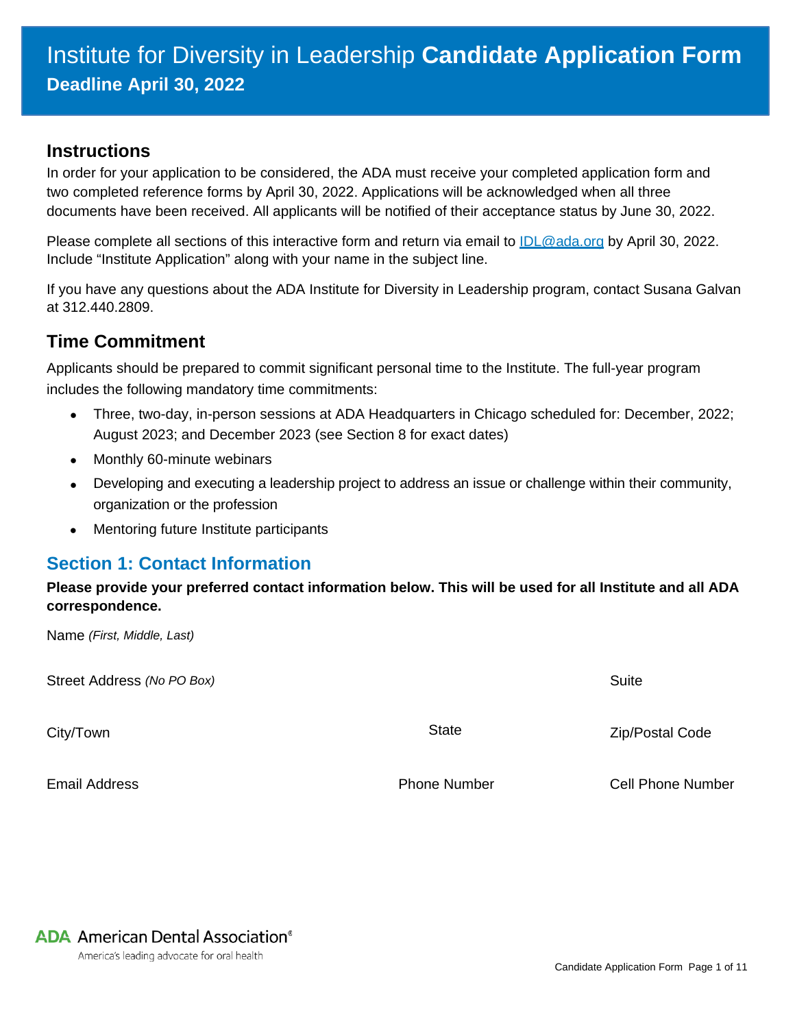# Institute for Diversity in Leadership **Candidate Application Form**

**Deadline April 30, 2022**

## Instructions

In order for your application to be considered, the ADA must receive your completed application form and two completed reference forms by April 30, 2022. Applications will be acknowledged when all three documents have been received. All applicants will be notified of their acceptance status by June 30, 2022.

Please complete all sections of this interactive form and return via email to IDL@ada.org by April 30, 2022. Include "Institute Application" along with your name in the subject line.

If you have any questions about the ADA Institute for Diversity in Leadership program, contact Susana Galvan at 312.440.2809.

## Time Commitment

Applicants should be prepared to commit significant personal time to the Institute. The full-year program includes the following mandatory time commitments:

- Three, two-day, in-person sessions at ADA Headquarters in Chicago scheduled for: December, 2022; August 2023; and December 2023 (see Section 8 for exact dates)
- Monthly 60-minute webinars
- Developing and executing a leadership project to address an issue or challenge within their community, organization or the profession
- Mentoring future Institute participants

## Section 1: Contact Information

**Please provide your preferred contact information below. This will be used for all Institute and all ADA correspondence.**

Name *(First, Middle, Last)*

Street Address *(No PO Box)* | Suite

City/Town | State | Zip/Postal Code

Email Address | Phone Number | Cell Phone Number

**ADA** American Dental Association®

America's leading advocate for oral health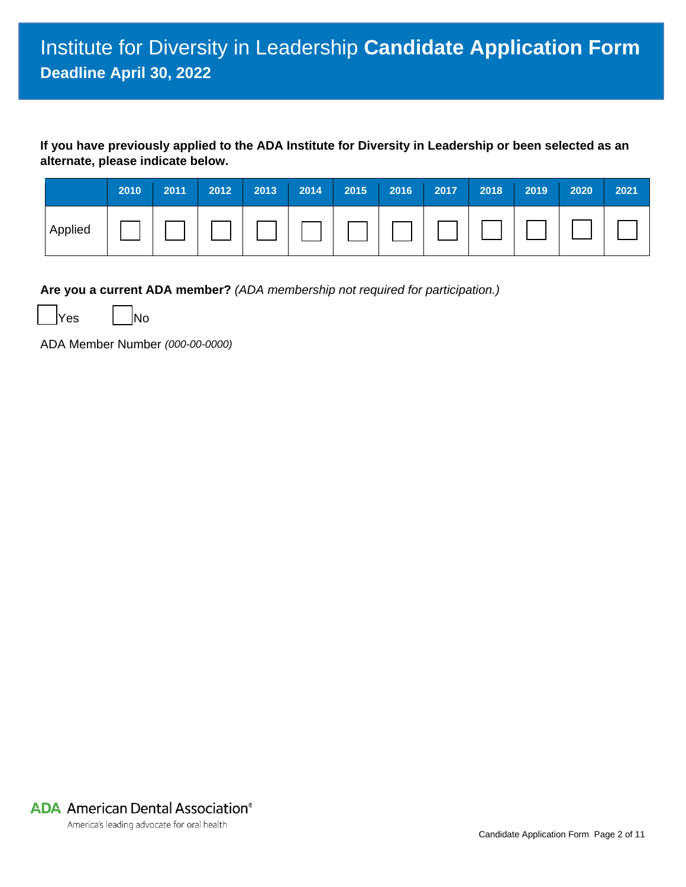# Institute for Diversity in Leadership **Candidate Application Form**

## Deadline April 30, 2022

**If you have previously applied to the ADA Institute for Diversity in Leadership or been selected as an alternate, please indicate below.**

| | 2010 | 2011 | 2012 | 2013 | 2014 | 2015 | 2016 | 2017 | 2018 | 2019 | 2020 | 2021 |
|---|---|---|---|---|---|---|---|---|---|---|---|---|
| Applied | ☐ | ☐ | ☐ | ☐ | ☐ | ☐ | ☐ | ☐ | ☐ | ☐ | ☐ | ☐ |

**Are you a current ADA member?** *(ADA membership not required for participation.)*

☐ Yes ☐ No

ADA Member Number *(000-00-0000)*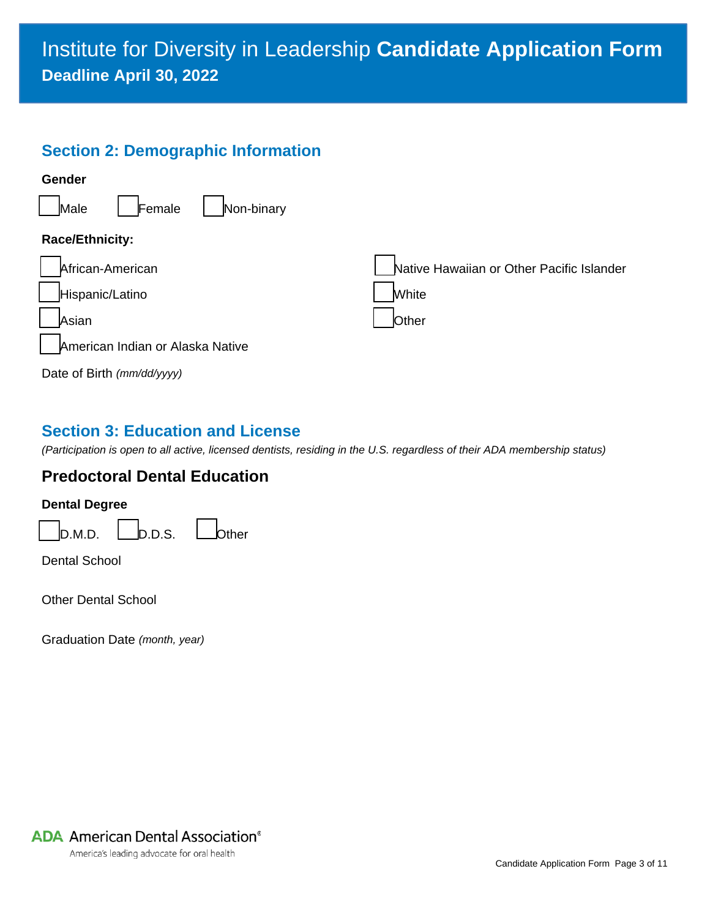# Institute for Diversity in Leadership **Candidate Application Form**

**Deadline April 30, 2022**

## Section 2: Demographic Information

**Gender**

- [ ] Male
- [ ] Female
- [ ] Non-binary

**Race/Ethnicity:**

- [ ] African-American
- [ ] Hispanic/Latino
- [ ] Asian
- [ ] American Indian or Alaska Native
- [ ] Native Hawaiian or Other Pacific Islander
- [ ] White
- [ ] Other

Date of Birth *(mm/dd/yyyy)*

## Section 3: Education and License

*(Participation is open to all active, licensed dentists, residing in the U.S. regardless of their ADA membership status)*

### Predoctoral Dental Education

**Dental Degree**

- [ ] D.M.D.
- [ ] D.D.S.
- [ ] Other

Dental School

Other Dental School

Graduation Date *(month, year)*

ADA American Dental Association®
America's leading advocate for oral health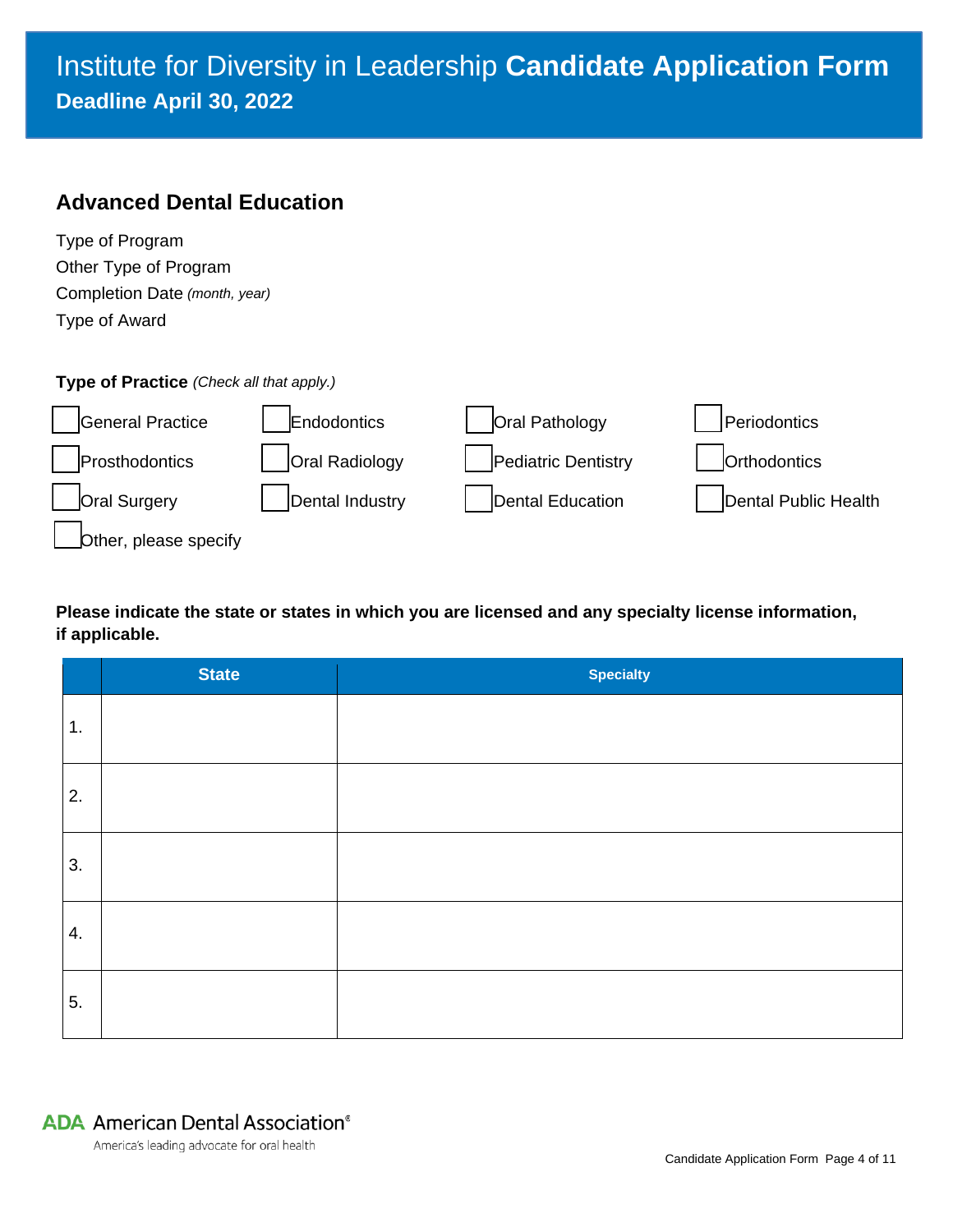# Institute for Diversity in Leadership **Candidate Application Form**

**Deadline April 30, 2022**

## Advanced Dental Education

Type of Program

Other Type of Program

Completion Date *(month, year)*

Type of Award

**Type of Practice** *(Check all that apply.)*

- ☐ General Practice
- ☐ Endodontics
- ☐ Oral Pathology
- ☐ Periodontics
- ☐ Prosthodontics
- ☐ Oral Radiology
- ☐ Pediatric Dentistry
- ☐ Orthodontics
- ☐ Oral Surgery
- ☐ Dental Industry
- ☐ Dental Education
- ☐ Dental Public Health
- ☐ Other, please specify

**Please indicate the state or states in which you are licensed and any specialty license information, if applicable.**

| | State | Specialty |
|---|---|---|
| 1. | | |
| 2. | | |
| 3. | | |
| 4. | | |
| 5. | | |

ADA American Dental Association®

America's leading advocate for oral health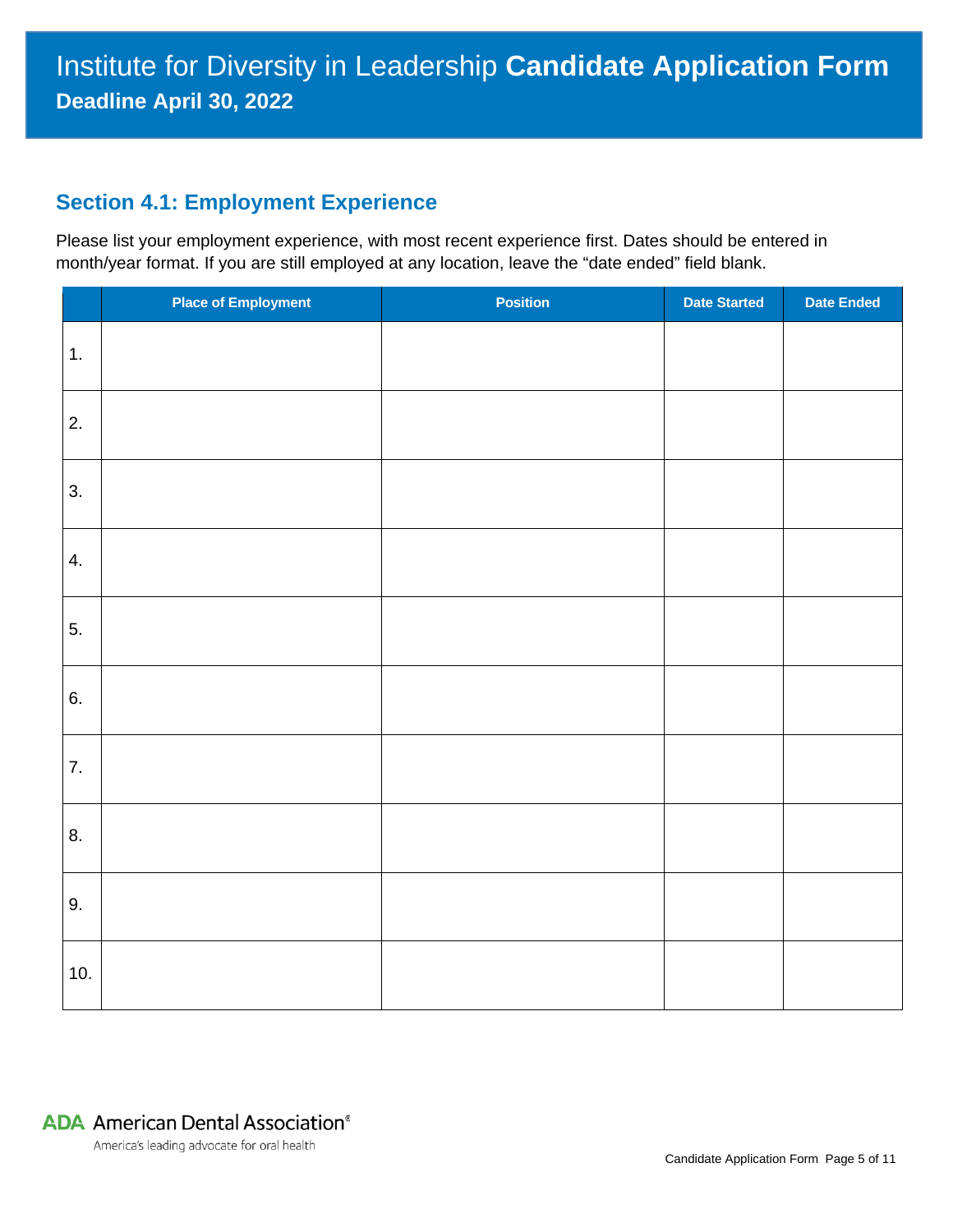# Institute for Diversity in Leadership **Candidate Application Form**

**Deadline April 30, 2022**

## Section 4.1: Employment Experience

Please list your employment experience, with most recent experience first. Dates should be entered in month/year format. If you are still employed at any location, leave the "date ended" field blank.

| | Place of Employment | Position | Date Started | Date Ended |
|---|---|---|---|---|
| 1. | | | | |
| 2. | | | | |
| 3. | | | | |
| 4. | | | | |
| 5. | | | | |
| 6. | | | | |
| 7. | | | | |
| 8. | | | | |
| 9. | | | | |
| 10. | | | | |

ADA American Dental Association®

America's leading advocate for oral health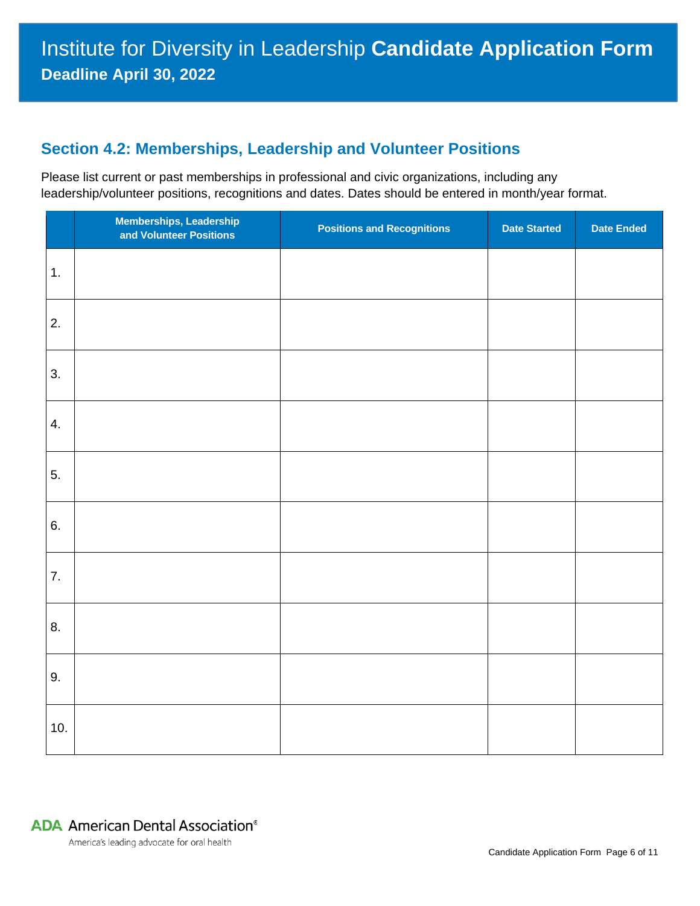# Institute for Diversity in Leadership **Candidate Application Form**

**Deadline April 30, 2022**

## Section 4.2: Memberships, Leadership and Volunteer Positions

Please list current or past memberships in professional and civic organizations, including any leadership/volunteer positions, recognitions and dates. Dates should be entered in month/year format.

| | Memberships, Leadership and Volunteer Positions | Positions and Recognitions | Date Started | Date Ended |
|---|---|---|---|---|
| 1. | | | | |
| 2. | | | | |
| 3. | | | | |
| 4. | | | | |
| 5. | | | | |
| 6. | | | | |
| 7. | | | | |
| 8. | | | | |
| 9. | | | | |
| 10. | | | | |

ADA American Dental Association®
America's leading advocate for oral health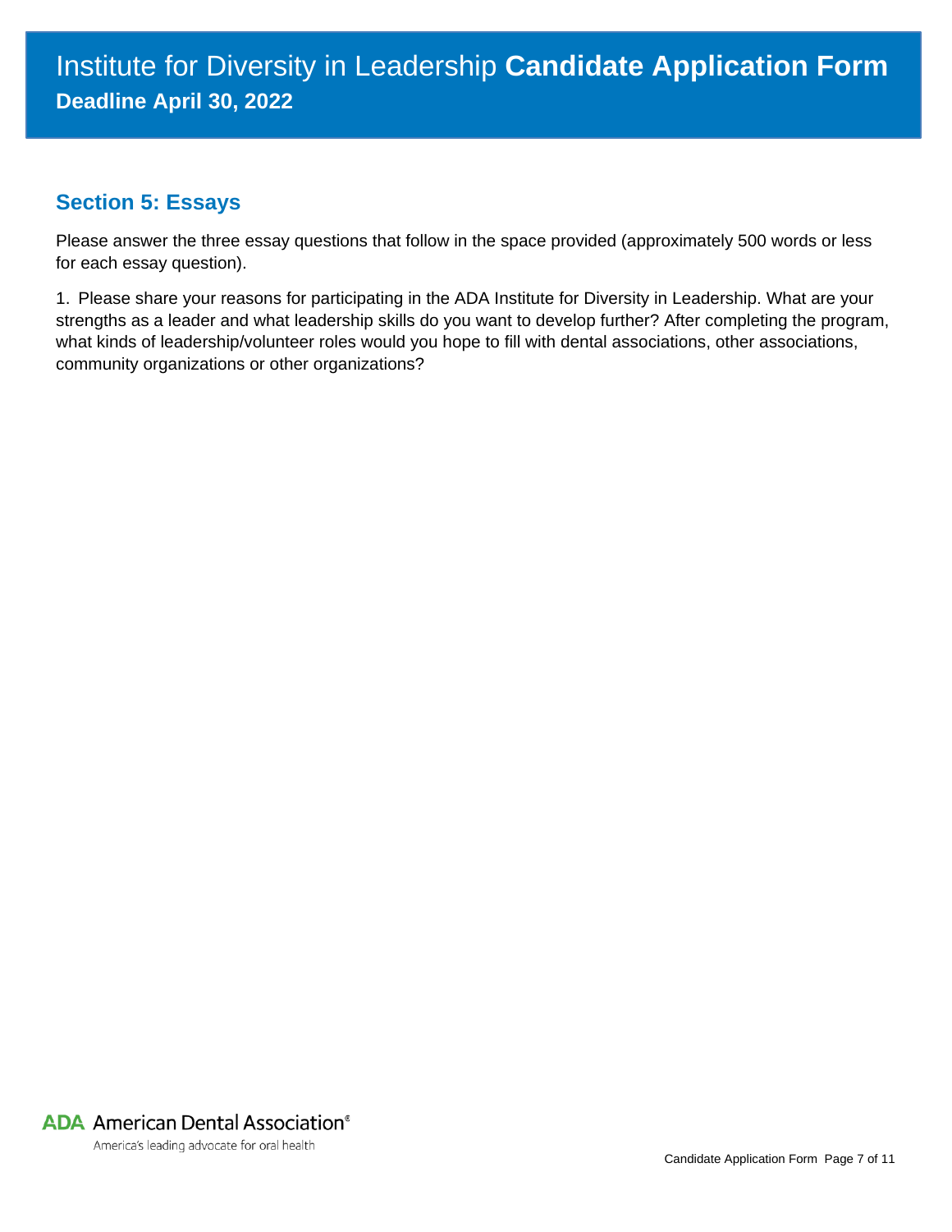# Institute for Diversity in Leadership **Candidate Application Form**

**Deadline April 30, 2022**

## Section 5: Essays

Please answer the three essay questions that follow in the space provided (approximately 500 words or less for each essay question).

1. Please share your reasons for participating in the ADA Institute for Diversity in Leadership. What are your strengths as a leader and what leadership skills do you want to develop further? After completing the program, what kinds of leadership/volunteer roles would you hope to fill with dental associations, other associations, community organizations or other organizations?

**ADA** American Dental Association®

America's leading advocate for oral health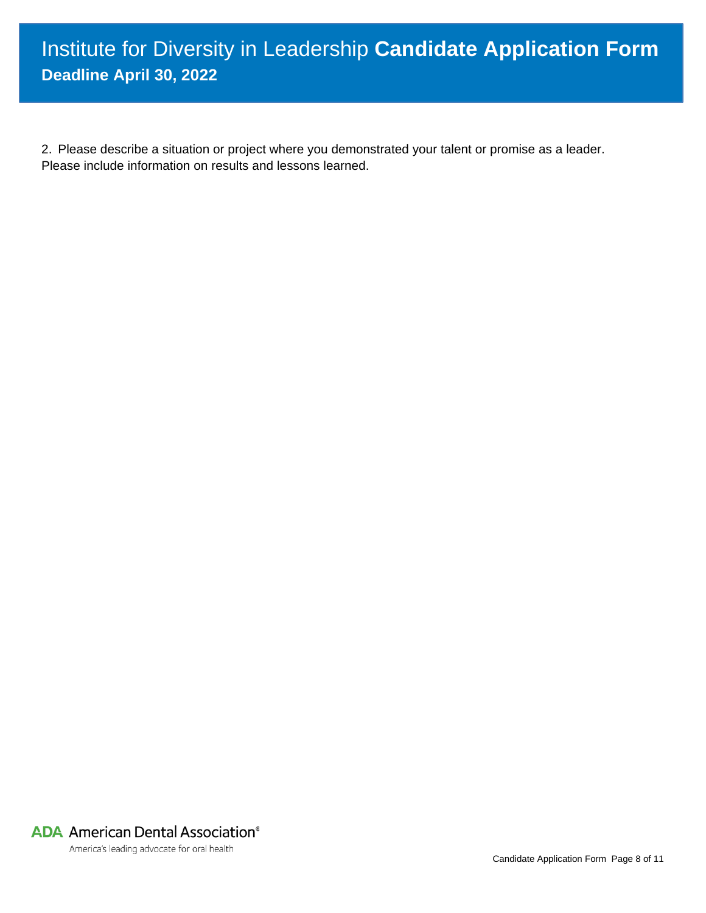# Institute for Diversity in Leadership **Candidate Application Form**

**Deadline April 30, 2022**

2. Please describe a situation or project where you demonstrated your talent or promise as a leader. Please include information on results and lessons learned.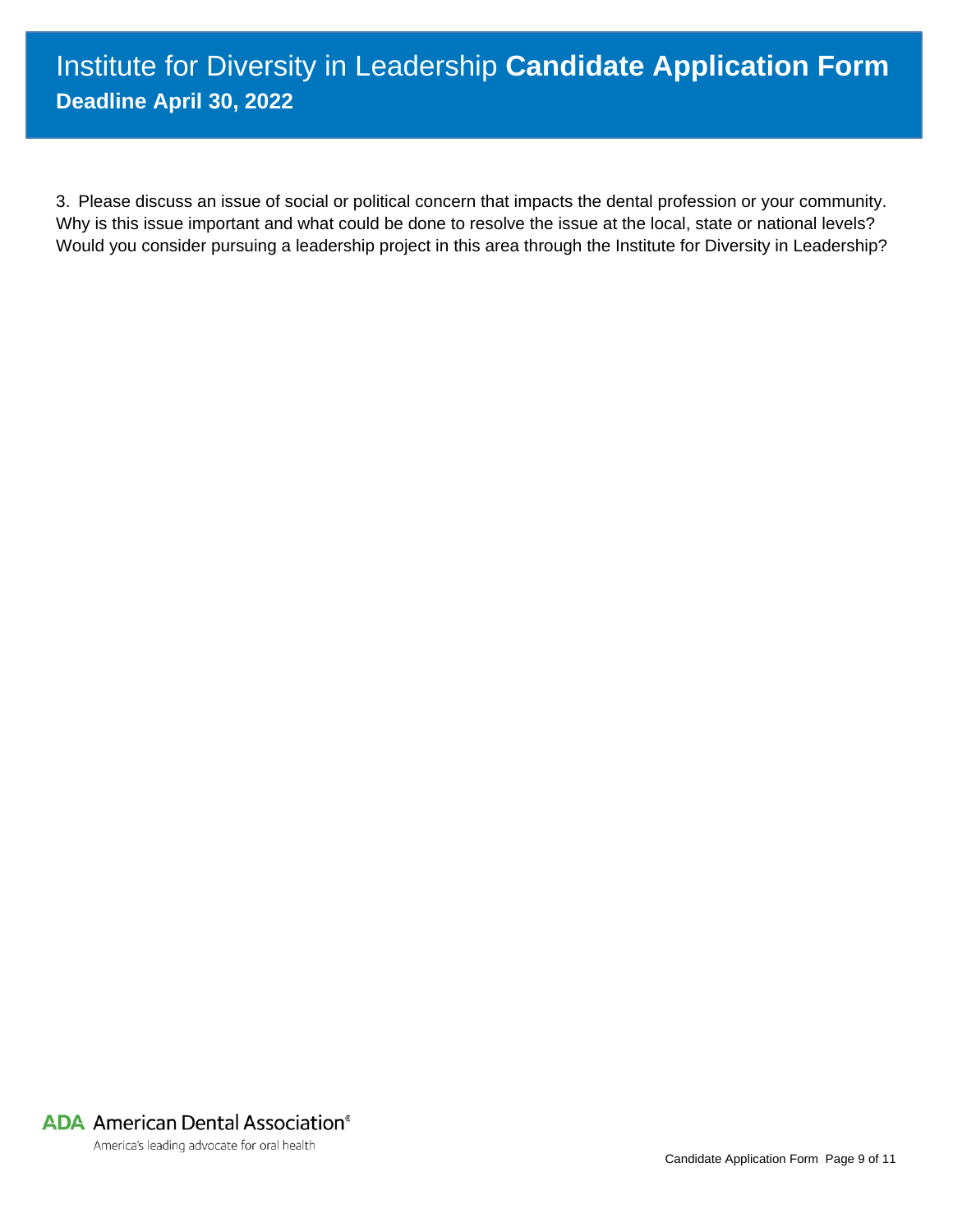# Institute for Diversity in Leadership **Candidate Application Form**

**Deadline April 30, 2022**

3. Please discuss an issue of social or political concern that impacts the dental profession or your community. Why is this issue important and what could be done to resolve the issue at the local, state or national levels? Would you consider pursuing a leadership project in this area through the Institute for Diversity in Leadership?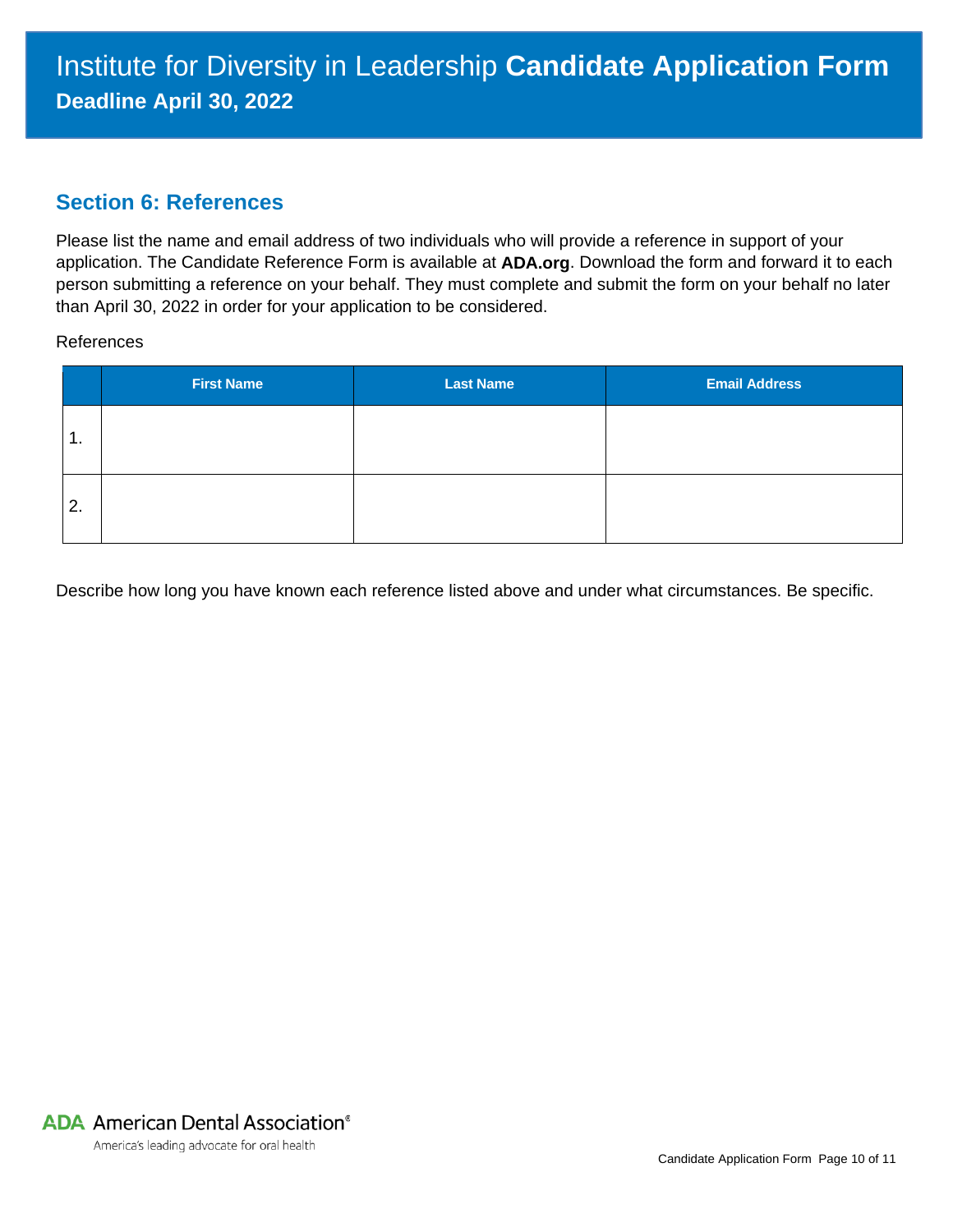# Institute for Diversity in Leadership **Candidate Application Form**

**Deadline April 30, 2022**

## Section 6: References

Please list the name and email address of two individuals who will provide a reference in support of your application. The Candidate Reference Form is available at **ADA.org**. Download the form and forward it to each person submitting a reference on your behalf. They must complete and submit the form on your behalf no later than April 30, 2022 in order for your application to be considered.

References

| | First Name | Last Name | Email Address |
|---|---|---|---|
| 1. | | | |
| 2. | | | |

Describe how long you have known each reference listed above and under what circumstances. Be specific.

ADA American Dental Association®

America's leading advocate for oral health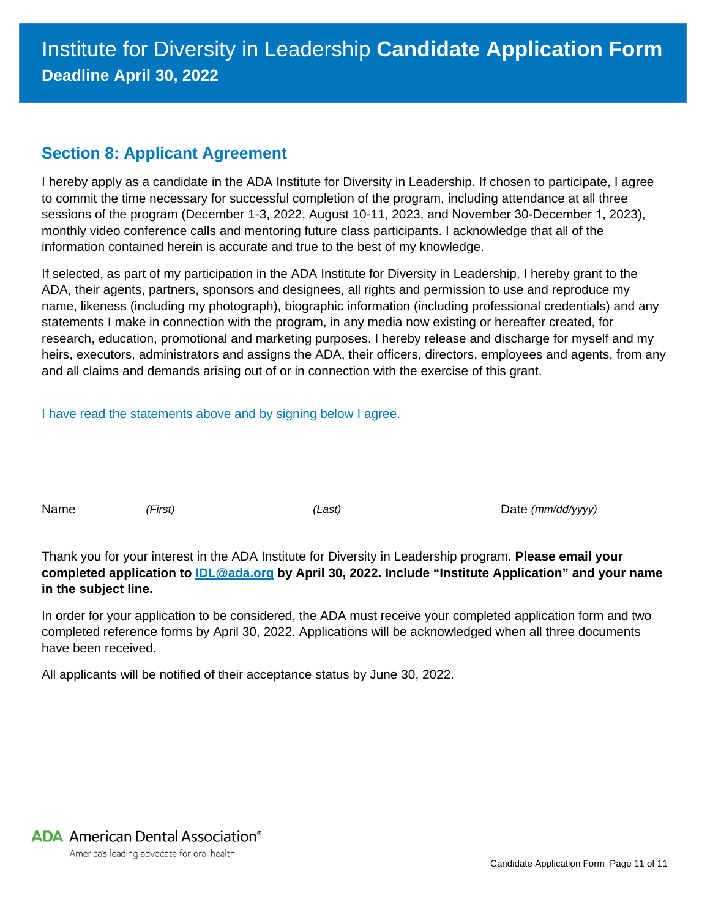# Institute for Diversity in Leadership **Candidate Application Form**

**Deadline April 30, 2022**

## Section 8: Applicant Agreement

I hereby apply as a candidate in the ADA Institute for Diversity in Leadership. If chosen to participate, I agree to commit the time necessary for successful completion of the program, including attendance at all three sessions of the program (December 1-3, 2022, August 10-11, 2023, and November 30-December 1, 2023), monthly video conference calls and mentoring future class participants. I acknowledge that all of the information contained herein is accurate and true to the best of my knowledge.

If selected, as part of my participation in the ADA Institute for Diversity in Leadership, I hereby grant to the ADA, their agents, partners, sponsors and designees, all rights and permission to use and reproduce my name, likeness (including my photograph), biographic information (including professional credentials) and any statements I make in connection with the program, in any media now existing or hereafter created, for research, education, promotional and marketing purposes. I hereby release and discharge for myself and my heirs, executors, administrators and assigns the ADA, their officers, directors, employees and agents, from any and all claims and demands arising out of or in connection with the exercise of this grant.

I have read the statements above and by signing below I agree.

Name *(First)* *(Last)* Date *(mm/dd/yyyy)*

Thank you for your interest in the ADA Institute for Diversity in Leadership program. **Please email your completed application to IDL@ada.org by April 30, 2022. Include “Institute Application” and your name in the subject line.**

In order for your application to be considered, the ADA must receive your completed application form and two completed reference forms by April 30, 2022. Applications will be acknowledged when all three documents have been received.

All applicants will be notified of their acceptance status by June 30, 2022.

ADA American Dental Association®

America's leading advocate for oral health